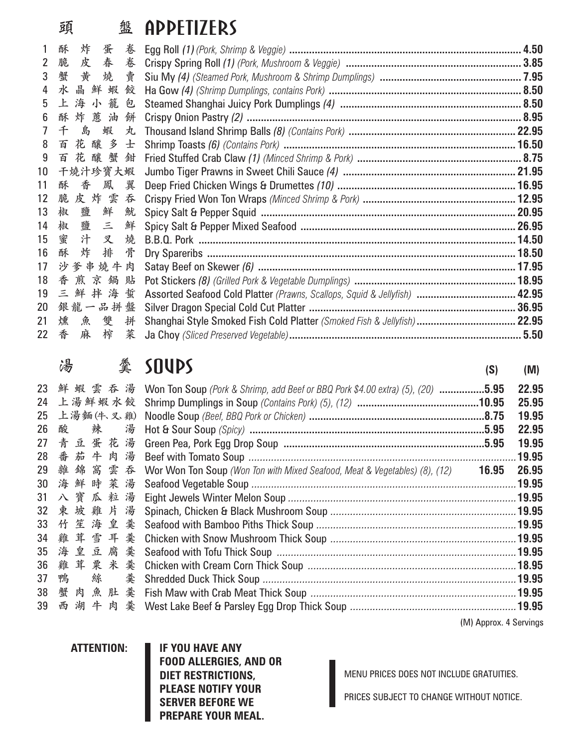## 頭盤 APPETIZERS

| # | Chinese | Item | Price |
|---|---|---|---|
| 1 | 酥炸蛋卷 | Egg Roll *(1) (Pork, Shrimp & Veggie)* | 4.50 |
| 2 | 脆皮春卷 | Crispy Spring Roll *(1) (Pork, Mushroom & Veggie)* | 3.85 |
| 3 | 蟹黄燒賣 | Siu My *(4) (Steamed Pork, Mushroom & Shrimp Dumplings)* | 7.95 |
| 4 | 水晶鮮蝦餃 | Ha Gow *(4) (Shrimp Dumplings, contains Pork)* | 8.50 |
| 5 | 上海小籠包 | Steamed Shanghai Juicy Pork Dumplings *(4)* | 8.50 |
| 6 | 酥炸蔥油餅 | Crispy Onion Pastry *(2)* | 8.95 |
| 7 | 千島蝦丸 | Thousand Island Shrimp Balls *(8) (Contains Pork)* | 22.95 |
| 8 | 百花釀多士 | Shrimp Toasts *(6) (Contains Pork)* | 16.50 |
| 9 | 百花釀蟹鉗 | Fried Stuffed Crab Claw *(1) (Minced Shrimp & Pork)* | 8.75 |
| 10 | 干燒汁珍寶大蝦 | Jumbo Tiger Prawns in Sweet Chili Sauce *(4)* | 21.95 |
| 11 | 酥香鳳翼 | Deep Fried Chicken Wings & Drumettes *(10)* | 16.95 |
| 12 | 脆皮炸雲吞 | Crispy Fried Won Ton Wraps *(Minced Shrimp & Pork)* | 12.95 |
| 13 | 椒鹽鮮魷 | Spicy Salt & Pepper Squid | 20.95 |
| 14 | 椒鹽三鮮 | Spicy Salt & Pepper Mixed Seafood | 26.95 |
| 15 | 蜜汁叉燒 | B.B.Q. Pork | 14.50 |
| 16 | 酥炸排骨 | Dry Spareribs | 18.50 |
| 17 | 沙爹串燒牛肉 | Satay Beef on Skewer *(6)* | 17.95 |
| 18 | 香煎京鍋貼 | Pot Stickers *(8) (Grilled Pork & Vegetable Dumplings)* | 18.95 |
| 19 | 三鮮拌海蜇 | Assorted Seafood Cold Platter *(Prawns, Scallops, Squid & Jellyfish)* | 42.95 |
| 20 | 銀龍一品拼盤 | Silver Dragon Special Cold Cut Platter | 36.95 |
| 21 | 燻魚雙拼 | Shanghai Style Smoked Fish Cold Platter *(Smoked Fish & Jellyfish)* | 22.95 |
| 22 | 香麻榨菜 | Ja Choy *(Sliced Preserved Vegetable)* | 5.50 |

## 湯羹 SOUPS

| # | Chinese | Item | (S) | (M) |
|---|---|---|---|---|
| 23 | 鮮蝦雲吞湯 | Won Ton Soup *(Pork & Shrimp, add Beef or BBQ Pork $4.00 extra) (5), (20)* | 5.95 | 22.95 |
| 24 | 上湯鮮蝦水餃 | Shrimp Dumplings in Soup *(Contains Pork) (5), (12)* | 10.95 | 25.95 |
| 25 | 上湯麵(牛、叉、雞) | Noodle Soup *(Beef, BBQ Pork or Chicken)* | 8.75 | 19.95 |
| 26 | 酸辣湯 | Hot & Sour Soup *(Spicy)* | 5.95 | 22.95 |
| 27 | 青豆蛋花湯 | Green Pea, Pork Egg Drop Soup | 5.95 | 19.95 |
| 28 | 番茄牛肉湯 | Beef with Tomato Soup | | 19.95 |
| 29 | 雜錦窩雲吞 | Wor Won Ton Soup *(Won Ton with Mixed Seafood, Meat & Vegetables) (8), (12)* | 16.95 | 26.95 |
| 30 | 海鮮時菜湯 | Seafood Vegetable Soup | | 19.95 |
| 31 | 八寶瓜粒湯 | Eight Jewels Winter Melon Soup | | 19.95 |
| 32 | 東坡雞片湯 | Spinach, Chicken & Black Mushroom Soup | | 19.95 |
| 33 | 竹笙海皇羹 | Seafood with Bamboo Piths Thick Soup | | 19.95 |
| 34 | 雞茸雪耳羹 | Chicken with Snow Mushroom Thick Soup | | 19.95 |
| 35 | 海皇豆腐羹 | Seafood with Tofu Thick Soup | | 19.95 |
| 36 | 雞茸粟米羹 | Chicken with Cream Corn Thick Soup | | 18.95 |
| 37 | 鴨絲羹 | Shredded Duck Thick Soup | | 19.95 |
| 38 | 蟹肉魚肚羹 | Fish Maw with Crab Meat Thick Soup | | 19.95 |
| 39 | 西湖牛肉羹 | West Lake Beef & Parsley Egg Drop Thick Soup | | 19.95 |

(M) Approx. 4 Servings

**ATTENTION:** **IF YOU HAVE ANY FOOD ALLERGIES, AND OR DIET RESTRICTIONS, PLEASE NOTIFY YOUR SERVER BEFORE WE PREPARE YOUR MEAL.**

MENU PRICES DOES NOT INCLUDE GRATUITIES.

PRICES SUBJECT TO CHANGE WITHOUT NOTICE.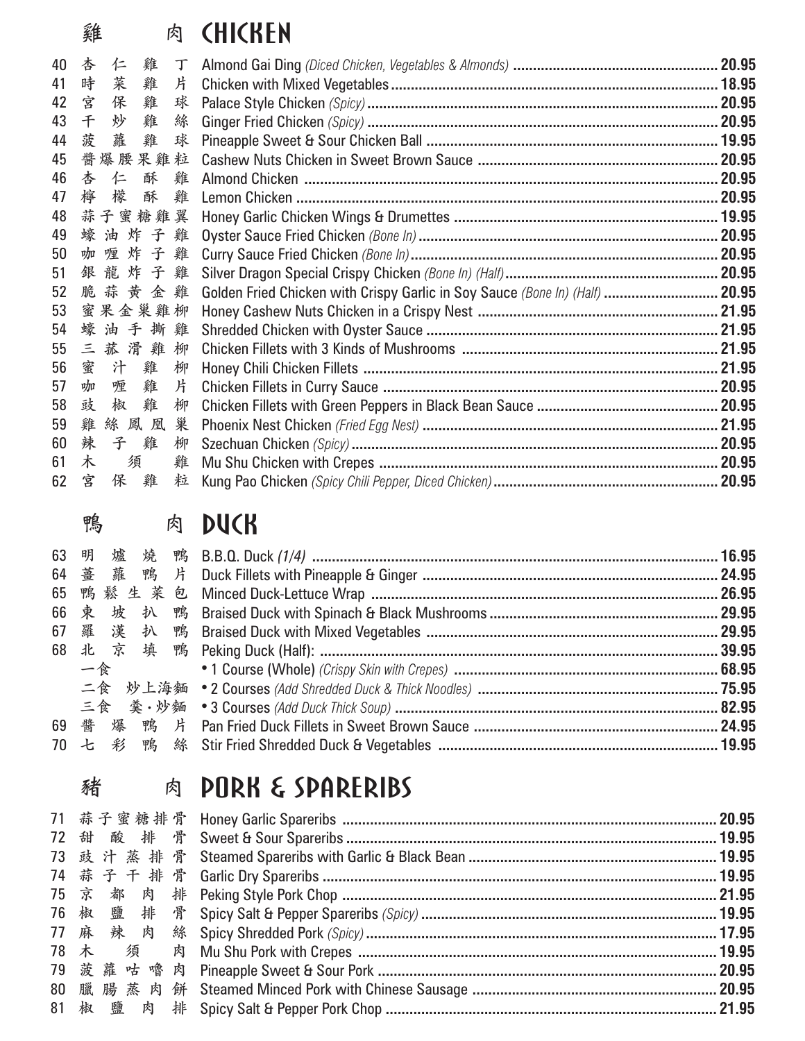## 雞 肉 CHICKEN

| No. | 中文 | Item | Price |
|---|---|---|---|
| 40 | 杏 仁 雞 丁 | Almond Gai Ding *(Diced Chicken, Vegetables & Almonds)* | 20.95 |
| 41 | 時 菜 雞 片 | Chicken with Mixed Vegetables | 18.95 |
| 42 | 宮 保 雞 球 | Palace Style Chicken *(Spicy)* | 20.95 |
| 43 | 干 炒 雞 絲 | Ginger Fried Chicken *(Spicy)* | 20.95 |
| 44 | 菠 蘿 雞 球 | Pineapple Sweet & Sour Chicken Ball | 19.95 |
| 45 | 醬爆腰果雞粒 | Cashew Nuts Chicken in Sweet Brown Sauce | 20.95 |
| 46 | 杏 仁 酥 雞 | Almond Chicken | 20.95 |
| 47 | 檸 檬 酥 雞 | Lemon Chicken | 20.95 |
| 48 | 蒜子蜜糖雞翼 | Honey Garlic Chicken Wings & Drumettes | 19.95 |
| 49 | 蠔 油 炸 子 雞 | Oyster Sauce Fried Chicken *(Bone In)* | 20.95 |
| 50 | 咖 喱 炸 子 雞 | Curry Sauce Fried Chicken *(Bone In)* | 20.95 |
| 51 | 銀 龍 炸 子 雞 | Silver Dragon Special Crispy Chicken *(Bone In) (Half)* | 20.95 |
| 52 | 脆 蒜 黄 金 雞 | Golden Fried Chicken with Crispy Garlic in Soy Sauce *(Bone In) (Half)* | 20.95 |
| 53 | 蜜果金巢雞柳 | Honey Cashew Nuts Chicken in a Crispy Nest | 21.95 |
| 54 | 蠔 油 手 撕 雞 | Shredded Chicken with Oyster Sauce | 21.95 |
| 55 | 三 菰 滑 雞 柳 | Chicken Fillets with 3 Kinds of Mushrooms | 21.95 |
| 56 | 蜜 汁 雞 柳 | Honey Chili Chicken Fillets | 21.95 |
| 57 | 咖 喱 雞 片 | Chicken Fillets in Curry Sauce | 20.95 |
| 58 | 豉 椒 雞 柳 | Chicken Fillets with Green Peppers in Black Bean Sauce | 20.95 |
| 59 | 雞 絲 鳳 凰 巢 | Phoenix Nest Chicken *(Fried Egg Nest)* | 21.95 |
| 60 | 辣 子 雞 柳 | Szechuan Chicken *(Spicy)* | 20.95 |
| 61 | 木 須 雞 | Mu Shu Chicken with Crepes | 20.95 |
| 62 | 宮 保 雞 粒 | Kung Pao Chicken *(Spicy Chili Pepper, Diced Chicken)* | 20.95 |

## 鴨 肉 DUCK

| No. | 中文 | Item | Price |
|---|---|---|---|
| 63 | 明 爐 燒 鴨 | B.B.Q. Duck *(1/4)* | 16.95 |
| 64 | 薑 蘿 鴨 片 | Duck Fillets with Pineapple & Ginger | 24.95 |
| 65 | 鴨 鬆 生 菜 包 | Minced Duck-Lettuce Wrap | 26.95 |
| 66 | 東 坡 扒 鴨 | Braised Duck with Spinach & Black Mushrooms | 29.95 |
| 67 | 羅 漢 扒 鴨 | Braised Duck with Mixed Vegetables | 29.95 |
| 68 | 北 京 填 鴨 | Peking Duck (Half): | 39.95 |
| | 一食 | • 1 Course (Whole) *(Crispy Skin with Crepes)* | 68.95 |
| | 二食 炒上海麵 | • 2 Courses *(Add Shredded Duck & Thick Noodles)* | 75.95 |
| | 三食 羹・炒麵 | • 3 Courses *(Add Duck Thick Soup)* | 82.95 |
| 69 | 醬 爆 鴨 片 | Pan Fried Duck Fillets in Sweet Brown Sauce | 24.95 |
| 70 | 七 彩 鴨 絲 | Stir Fried Shredded Duck & Vegetables | 19.95 |

## 豬 肉 PORK & SPARERIBS

| No. | 中文 | Item | Price |
|---|---|---|---|
| 71 | 蒜子蜜糖排骨 | Honey Garlic Spareribs | 20.95 |
| 72 | 甜 酸 排 骨 | Sweet & Sour Spareribs | 19.95 |
| 73 | 豉 汁 蒸 排 骨 | Steamed Spareribs with Garlic & Black Bean | 19.95 |
| 74 | 蒜 子 干 排 骨 | Garlic Dry Spareribs | 19.95 |
| 75 | 京 都 肉 排 | Peking Style Pork Chop | 21.95 |
| 76 | 椒 鹽 排 骨 | Spicy Salt & Pepper Spareribs *(Spicy)* | 19.95 |
| 77 | 麻 辣 肉 絲 | Spicy Shredded Pork *(Spicy)* | 17.95 |
| 78 | 木 須 肉 | Mu Shu Pork with Crepes | 19.95 |
| 79 | 菠 蘿 咕 嚕 肉 | Pineapple Sweet & Sour Pork | 20.95 |
| 80 | 臘 腸 蒸 肉 餅 | Steamed Minced Pork with Chinese Sausage | 20.95 |
| 81 | 椒 鹽 肉 排 | Spicy Salt & Pepper Pork Chop | 21.95 |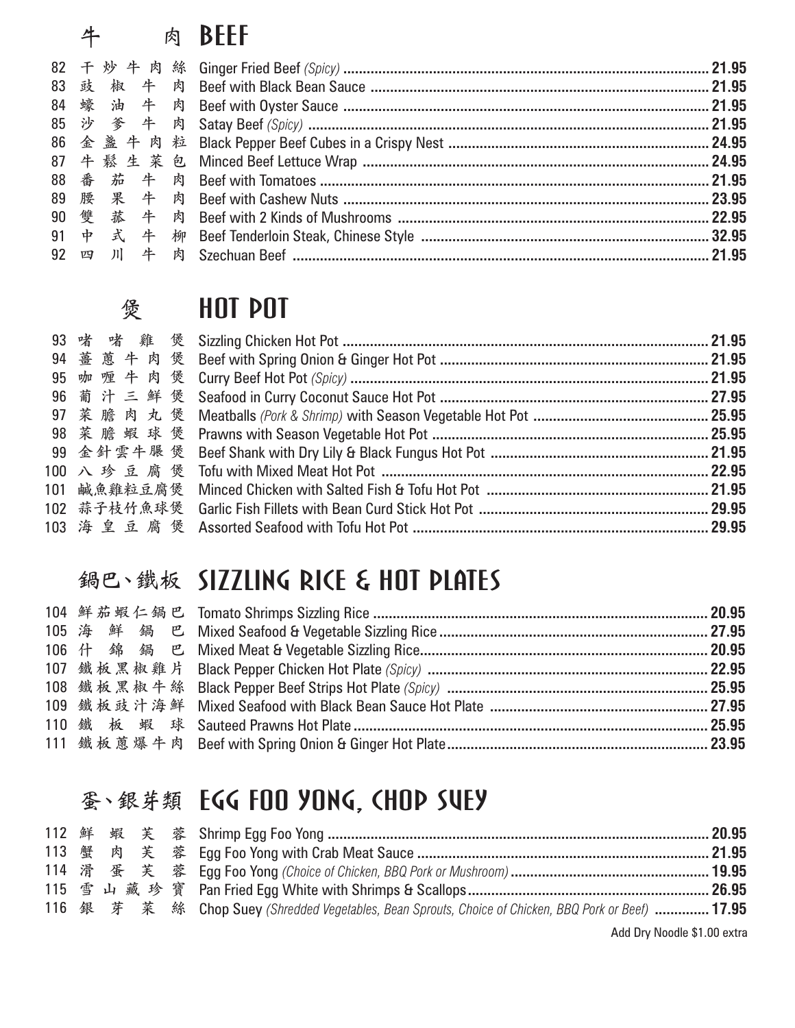## 牛肉 BEEF

| No. | 中文 | Item | Price |
|---|---|---|---|
| 82 | 干炒牛肉絲 | Ginger Fried Beef *(Spicy)* | 21.95 |
| 83 | 豉椒牛肉 | Beef with Black Bean Sauce | 21.95 |
| 84 | 蠔油牛肉 | Beef with Oyster Sauce | 21.95 |
| 85 | 沙爹牛肉 | Satay Beef *(Spicy)* | 21.95 |
| 86 | 金盞牛肉粒 | Black Pepper Beef Cubes in a Crispy Nest | 24.95 |
| 87 | 牛鬆生菜包 | Minced Beef Lettuce Wrap | 24.95 |
| 88 | 番茄牛肉 | Beef with Tomatoes | 21.95 |
| 89 | 腰果牛肉 | Beef with Cashew Nuts | 23.95 |
| 90 | 雙菰牛肉 | Beef with 2 Kinds of Mushrooms | 22.95 |
| 91 | 中式牛柳 | Beef Tenderloin Steak, Chinese Style | 32.95 |
| 92 | 四川牛肉 | Szechuan Beef | 21.95 |

## 煲 HOT POT

| No. | 中文 | Item | Price |
|---|---|---|---|
| 93 | 啫啫雞煲 | Sizzling Chicken Hot Pot | 21.95 |
| 94 | 薑葱牛肉煲 | Beef with Spring Onion & Ginger Hot Pot | 21.95 |
| 95 | 咖喱牛肉煲 | Curry Beef Hot Pot *(Spicy)* | 21.95 |
| 96 | 葡汁三鮮煲 | Seafood in Curry Coconut Sauce Hot Pot | 27.95 |
| 97 | 菜膽肉丸煲 | Meatballs *(Pork & Shrimp)* with Season Vegetable Hot Pot | 25.95 |
| 98 | 菜膽蝦球煲 | Prawns with Season Vegetable Hot Pot | 25.95 |
| 99 | 金針雲牛�País煲 | Beef Shank with Dry Lily & Black Fungus Hot Pot | 21.95 |
| 100 | 八珍豆腐煲 | Tofu with Mixed Meat Hot Pot | 22.95 |
| 101 | 鹹魚雞粒豆腐煲 | Minced Chicken with Salted Fish & Tofu Hot Pot | 21.95 |
| 102 | 蒜子枝竹魚球煲 | Garlic Fish Fillets with Bean Curd Stick Hot Pot | 29.95 |
| 103 | 海皇豆腐煲 | Assorted Seafood with Tofu Hot Pot | 29.95 |

## 鍋巴、鐵板 SIZZLING RICE & HOT PLATES

| No. | 中文 | Item | Price |
|---|---|---|---|
| 104 | 鮮茄蝦仁鍋巴 | Tomato Shrimps Sizzling Rice | 20.95 |
| 105 | 海鮮鍋巴 | Mixed Seafood & Vegetable Sizzling Rice | 27.95 |
| 106 | 什錦鍋巴 | Mixed Meat & Vegetable Sizzling Rice | 20.95 |
| 107 | 鐵板黑椒雞片 | Black Pepper Chicken Hot Plate *(Spicy)* | 22.95 |
| 108 | 鐵板黑椒牛絲 | Black Pepper Beef Strips Hot Plate *(Spicy)* | 25.95 |
| 109 | 鐵板豉汁海鮮 | Mixed Seafood with Black Bean Sauce Hot Plate | 27.95 |
| 110 | 鐵板蝦球 | Sauteed Prawns Hot Plate | 25.95 |
| 111 | 鐵板葱爆牛肉 | Beef with Spring Onion & Ginger Hot Plate | 23.95 |

## 蛋、銀芽類 EGG FOO YONG, CHOP SUEY

| No. | 中文 | Item | Price |
|---|---|---|---|
| 112 | 鮮蝦芙蓉 | Shrimp Egg Foo Yong | 20.95 |
| 113 | 蟹肉芙蓉 | Egg Foo Yong with Crab Meat Sauce | 21.95 |
| 114 | 滑蛋芙蓉 | Egg Foo Yong *(Choice of Chicken, BBQ Pork or Mushroom)* | 19.95 |
| 115 | 雪山藏珍寶 | Pan Fried Egg White with Shrimps & Scallops | 26.95 |
| 116 | 銀芽菜絲 | Chop Suey *(Shredded Vegetables, Bean Sprouts, Choice of Chicken, BBQ Pork or Beef)* | 17.95 |

Add Dry Noodle $1.00 extra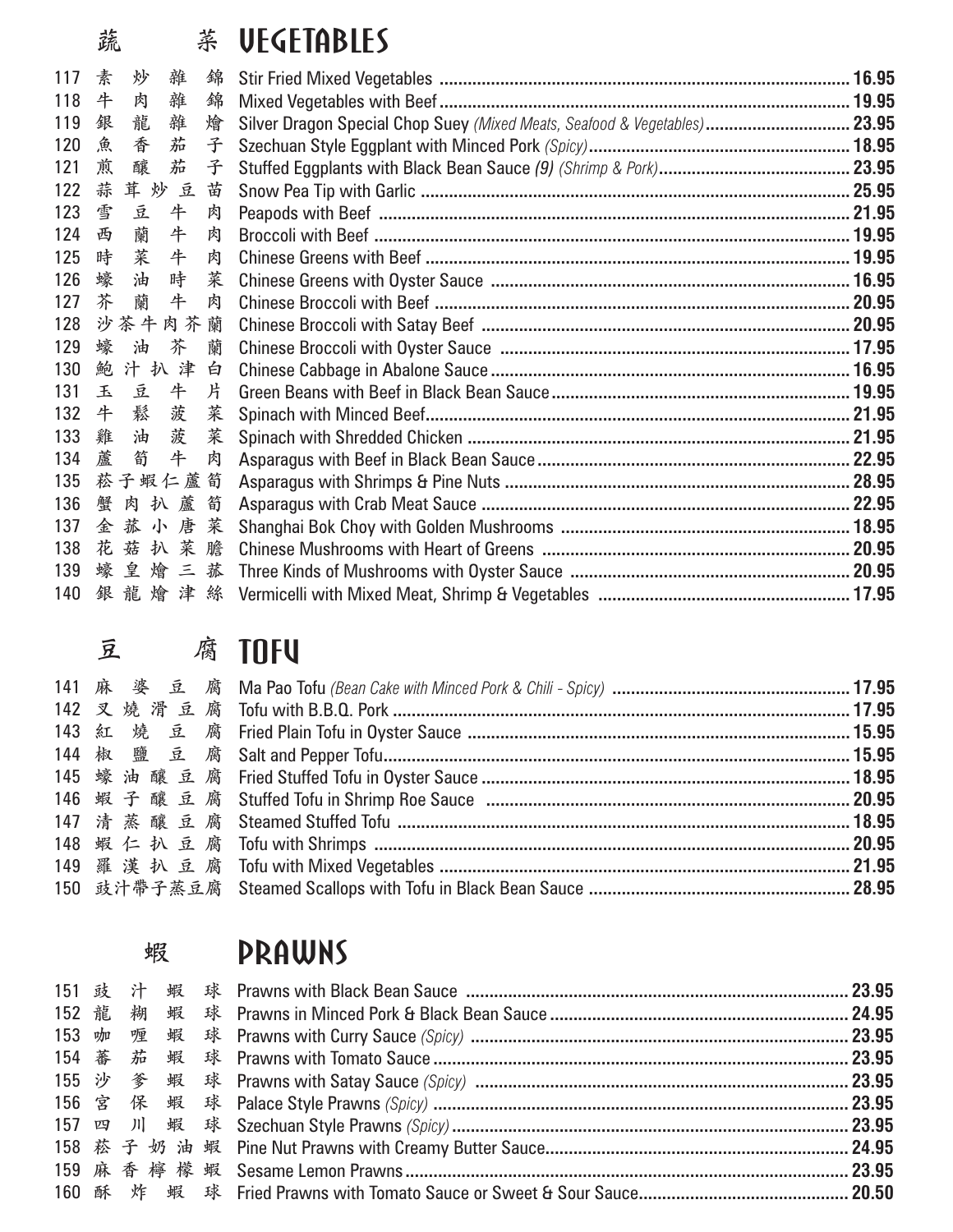## 蔬菜 VEGETABLES

| No. | 中文 | Item | Price |
|---|---|---|---|
| 117 | 素炒雜錦 | Stir Fried Mixed Vegetables | 16.95 |
| 118 | 牛肉雜錦 | Mixed Vegetables with Beef | 19.95 |
| 119 | 銀龍雜燴 | Silver Dragon Special Chop Suey *(Mixed Meats, Seafood & Vegetables)* | 23.95 |
| 120 | 魚香茄子 | Szechuan Style Eggplant with Minced Pork *(Spicy)* | 18.95 |
| 121 | 煎釀茄子 | Stuffed Eggplants with Black Bean Sauce *(9) (Shrimp & Pork)* | 23.95 |
| 122 | 蒜茸炒豆苗 | Snow Pea Tip with Garlic | 25.95 |
| 123 | 雪豆牛肉 | Peapods with Beef | 21.95 |
| 124 | 西蘭牛肉 | Broccoli with Beef | 19.95 |
| 125 | 時菜牛肉 | Chinese Greens with Beef | 19.95 |
| 126 | 蠔油時菜 | Chinese Greens with Oyster Sauce | 16.95 |
| 127 | 芥蘭牛肉 | Chinese Broccoli with Beef | 20.95 |
| 128 | 沙茶牛肉芥蘭 | Chinese Broccoli with Satay Beef | 20.95 |
| 129 | 蠔油芥蘭 | Chinese Broccoli with Oyster Sauce | 17.95 |
| 130 | 鮑汁扒津白 | Chinese Cabbage in Abalone Sauce | 16.95 |
| 131 | 玉豆牛片 | Green Beans with Beef in Black Bean Sauce | 19.95 |
| 132 | 牛鬆菠菜 | Spinach with Minced Beef | 21.95 |
| 133 | 雞油菠菜 | Spinach with Shredded Chicken | 21.95 |
| 134 | 蘆筍牛肉 | Asparagus with Beef in Black Bean Sauce | 22.95 |
| 135 | 菘子蝦仁蘆筍 | Asparagus with Shrimps & Pine Nuts | 28.95 |
| 136 | 蟹肉扒蘆筍 | Asparagus with Crab Meat Sauce | 22.95 |
| 137 | 金菰小唐菜 | Shanghai Bok Choy with Golden Mushrooms | 18.95 |
| 138 | 花菇扒菜膽 | Chinese Mushrooms with Heart of Greens | 20.95 |
| 139 | 蠔皇燴三菰 | Three Kinds of Mushrooms with Oyster Sauce | 20.95 |
| 140 | 銀龍燴津絲 | Vermicelli with Mixed Meat, Shrimp & Vegetables | 17.95 |

## 豆腐 TOFU

| No. | 中文 | Item | Price |
|---|---|---|---|
| 141 | 麻婆豆腐 | Ma Pao Tofu *(Bean Cake with Minced Pork & Chili - Spicy)* | 17.95 |
| 142 | 叉燒滑豆腐 | Tofu with B.B.Q. Pork | 17.95 |
| 143 | 紅燒豆腐 | Fried Plain Tofu in Oyster Sauce | 15.95 |
| 144 | 椒鹽豆腐 | Salt and Pepper Tofu | 15.95 |
| 145 | 蠔油釀豆腐 | Fried Stuffed Tofu in Oyster Sauce | 18.95 |
| 146 | 蝦子釀豆腐 | Stuffed Tofu in Shrimp Roe Sauce | 20.95 |
| 147 | 清蒸釀豆腐 | Steamed Stuffed Tofu | 18.95 |
| 148 | 蝦仁扒豆腐 | Tofu with Shrimps | 20.95 |
| 149 | 羅漢扒豆腐 | Tofu with Mixed Vegetables | 21.95 |
| 150 | 豉汁帶子蒸豆腐 | Steamed Scallops with Tofu in Black Bean Sauce | 28.95 |

## 蝦 PRAWNS

| No. | 中文 | Item | Price |
|---|---|---|---|
| 151 | 豉汁蝦球 | Prawns with Black Bean Sauce | 23.95 |
| 152 | 龍糊蝦球 | Prawns in Minced Pork & Black Bean Sauce | 24.95 |
| 153 | 咖喱蝦球 | Prawns with Curry Sauce *(Spicy)* | 23.95 |
| 154 | 蕃茄蝦球 | Prawns with Tomato Sauce | 23.95 |
| 155 | 沙爹蝦球 | Prawns with Satay Sauce *(Spicy)* | 23.95 |
| 156 | 宮保蝦球 | Palace Style Prawns *(Spicy)* | 23.95 |
| 157 | 四川蝦球 | Szechuan Style Prawns *(Spicy)* | 23.95 |
| 158 | 菘子奶油蝦 | Pine Nut Prawns with Creamy Butter Sauce | 24.95 |
| 159 | 麻香檸檬蝦 | Sesame Lemon Prawns | 23.95 |
| 160 | 酥炸蝦球 | Fried Prawns with Tomato Sauce or Sweet & Sour Sauce | 20.50 |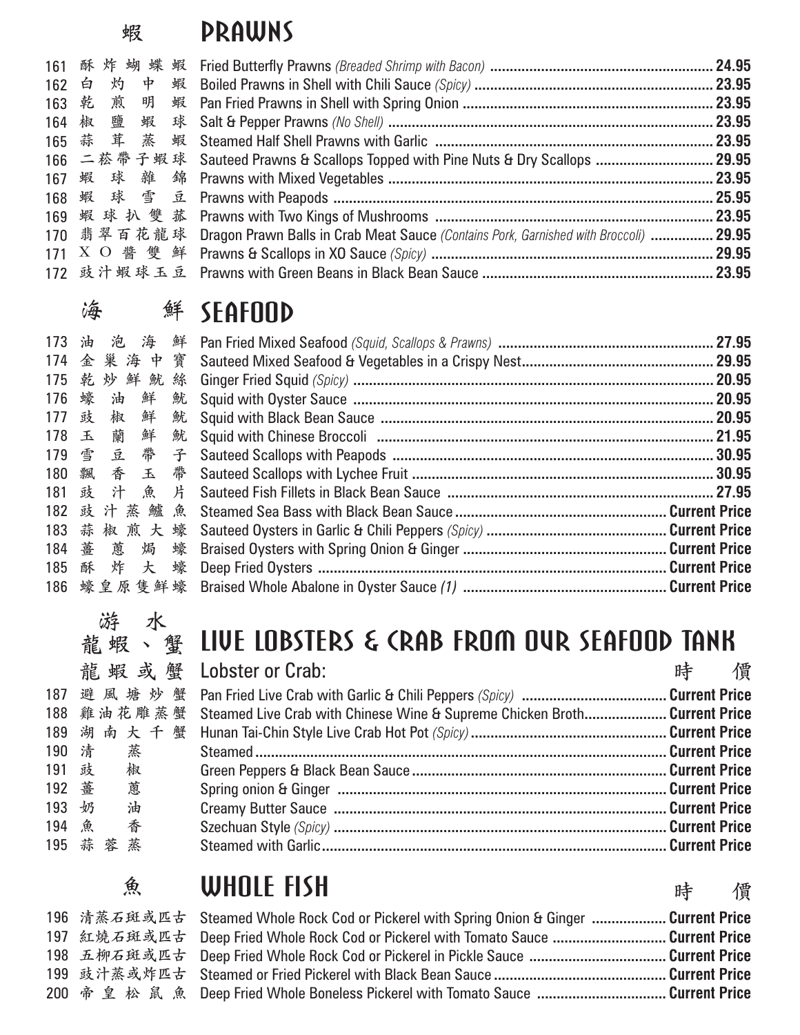## 蝦 PRAWNS

| No. | Chinese | Item | Price |
|---|---|---|---|
| 161 | 酥炸蝴蝶蝦 | Fried Butterfly Prawns *(Breaded Shrimp with Bacon)* | 24.95 |
| 162 | 白灼中蝦 | Boiled Prawns in Shell with Chili Sauce *(Spicy)* | 23.95 |
| 163 | 乾煎明蝦 | Pan Fried Prawns in Shell with Spring Onion | 23.95 |
| 164 | 椒鹽蝦球 | Salt & Pepper Prawns *(No Shell)* | 23.95 |
| 165 | 蒜茸蒸蝦 | Steamed Half Shell Prawns with Garlic | 23.95 |
| 166 | 二菘帶子蝦球 | Sauteed Prawns & Scallops Topped with Pine Nuts & Dry Scallops | 29.95 |
| 167 | 蝦球雜錦 | Prawns with Mixed Vegetables | 23.95 |
| 168 | 蝦球雪豆 | Prawns with Peapods | 25.95 |
| 169 | 蝦球扒雙菇 | Prawns with Two Kings of Mushrooms | 23.95 |
| 170 | 翡翠百花龍球 | Dragon Prawn Balls in Crab Meat Sauce *(Contains Pork, Garnished with Broccoli)* | 29.95 |
| 171 | XO醬雙鮮 | Prawns & Scallops in XO Sauce *(Spicy)* | 29.95 |
| 172 | 豉汁蝦球玉豆 | Prawns with Green Beans in Black Bean Sauce | 23.95 |

## 海鮮 SEAFOOD

| No. | Chinese | Item | Price |
|---|---|---|---|
| 173 | 油泡海鮮 | Pan Fried Mixed Seafood *(Squid, Scallops & Prawns)* | 27.95 |
| 174 | 金巢海中寶 | Sauteed Mixed Seafood & Vegetables in a Crispy Nest | 29.95 |
| 175 | 乾炒鮮魷絲 | Ginger Fried Squid *(Spicy)* | 20.95 |
| 176 | 蠔油鮮魷 | Squid with Oyster Sauce | 20.95 |
| 177 | 豉椒鮮魷 | Squid with Black Bean Sauce | 20.95 |
| 178 | 玉蘭鮮魷 | Squid with Chinese Broccoli | 21.95 |
| 179 | 雪豆帶子 | Sauteed Scallops with Peapods | 30.95 |
| 180 | 飄香玉帶 | Sauteed Scallops with Lychee Fruit | 30.95 |
| 181 | 豉汁魚片 | Sauteed Fish Fillets in Black Bean Sauce | 27.95 |
| 182 | 豉汁蒸鱸魚 | Steamed Sea Bass with Black Bean Sauce | **Current Price** |
| 183 | 蒜椒煎大蠔 | Sauteed Oysters in Garlic & Chili Peppers *(Spicy)* | **Current Price** |
| 184 | 薑蔥焗蠔 | Braised Oysters with Spring Onion & Ginger | **Current Price** |
| 185 | 酥炸大蠔 | Deep Fried Oysters | **Current Price** |
| 186 | 蠔皇原隻鮮蠔 | Braised Whole Abalone in Oyster Sauce *(1)* | **Current Price** |

## 游水龍蝦、蟹 LIVE LOBSTERS & CRAB FROM OUR SEAFOOD TANK

龍蝦或蟹 Lobster or Crab: 時價

| No. | Chinese | Item | Price |
|---|---|---|---|
| 187 | 避風塘炒蟹 | Pan Fried Live Crab with Garlic & Chili Peppers *(Spicy)* | **Current Price** |
| 188 | 雞油花雕蒸蟹 | Steamed Live Crab with Chinese Wine & Supreme Chicken Broth | **Current Price** |
| 189 | 湖南大千蟹 | Hunan Tai-Chin Style Live Crab Hot Pot *(Spicy)* | **Current Price** |
| 190 | 清蒸 | Steamed | **Current Price** |
| 191 | 豉椒 | Green Peppers & Black Bean Sauce | **Current Price** |
| 192 | 薑蔥 | Spring onion & Ginger | **Current Price** |
| 193 | 奶油 | Creamy Butter Sauce | **Current Price** |
| 194 | 魚香 | Szechuan Style *(Spicy)* | **Current Price** |
| 195 | 蒜蓉蒸 | Steamed with Garlic | **Current Price** |

## 魚 WHOLE FISH

時價

| No. | Chinese | Item | Price |
|---|---|---|---|
| 196 | 清蒸石斑或匹古 | Steamed Whole Rock Cod or Pickerel with Spring Onion & Ginger | **Current Price** |
| 197 | 紅燒石斑或匹古 | Deep Fried Whole Rock Cod or Pickerel with Tomato Sauce | **Current Price** |
| 198 | 五柳石斑或匹古 | Deep Fried Whole Rock Cod or Pickerel in Pickle Sauce | **Current Price** |
| 199 | 豉汁蒸或炸匹古 | Steamed or Fried Pickerel with Black Bean Sauce | **Current Price** |
| 200 | 帝皇松鼠魚 | Deep Fried Whole Boneless Pickerel with Tomato Sauce | **Current Price** |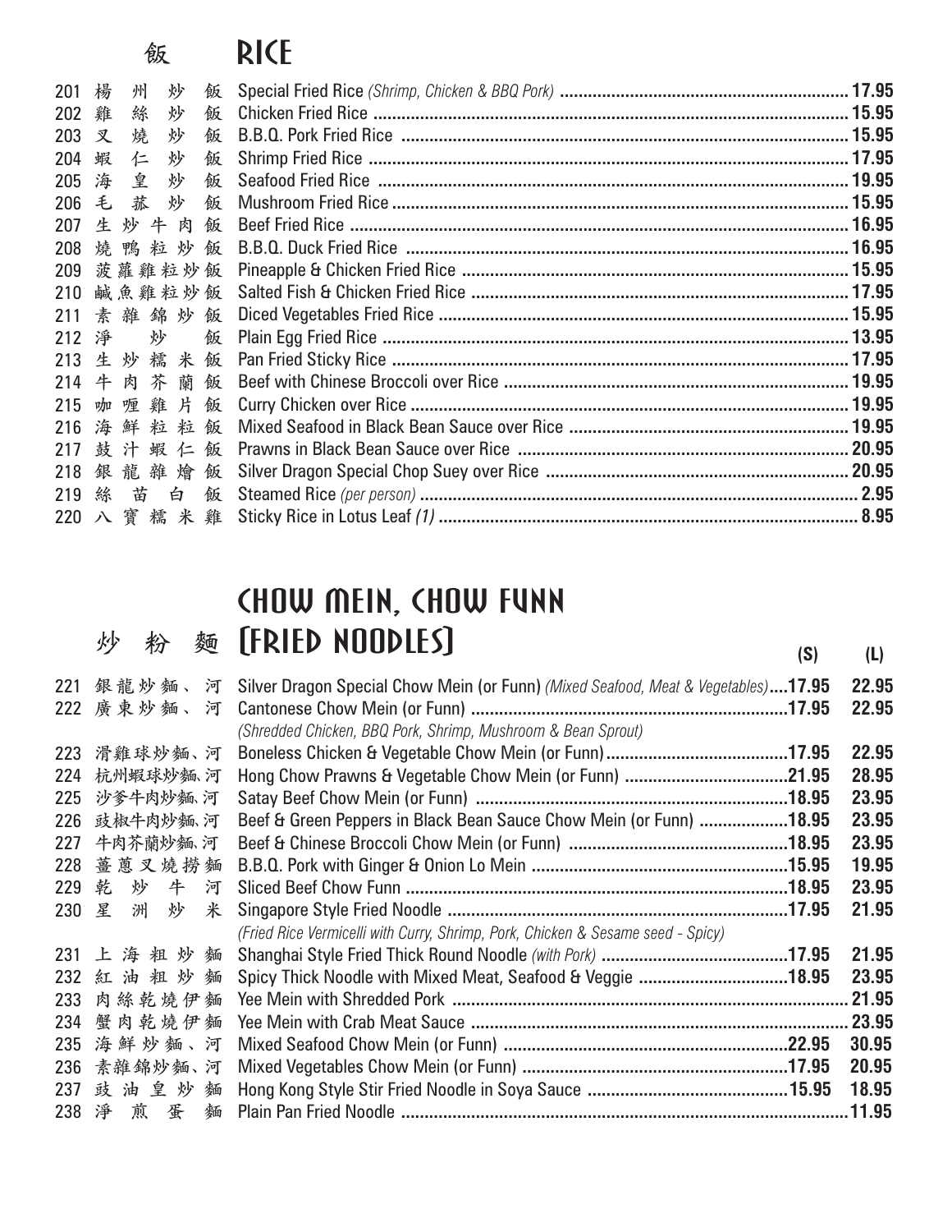# 飯 RICE

| No. | Chinese | Item | Price |
|---|---|---|---|
| 201 | 楊州炒飯 | Special Fried Rice *(Shrimp, Chicken & BBQ Pork)* | 17.95 |
| 202 | 雞絲炒飯 | Chicken Fried Rice | 15.95 |
| 203 | 叉燒炒飯 | B.B.Q. Pork Fried Rice | 15.95 |
| 204 | 蝦仁炒飯 | Shrimp Fried Rice | 17.95 |
| 205 | 海皇炒飯 | Seafood Fried Rice | 19.95 |
| 206 | 毛菇炒飯 | Mushroom Fried Rice | 15.95 |
| 207 | 生炒牛肉飯 | Beef Fried Rice | 16.95 |
| 208 | 燒鴨粒炒飯 | B.B.Q. Duck Fried Rice | 16.95 |
| 209 | 菠蘿雞粒炒飯 | Pineapple & Chicken Fried Rice | 15.95 |
| 210 | 鹹魚雞粒炒飯 | Salted Fish & Chicken Fried Rice | 17.95 |
| 211 | 素雜錦炒飯 | Diced Vegetables Fried Rice | 15.95 |
| 212 | 淨炒飯 | Plain Egg Fried Rice | 13.95 |
| 213 | 生炒糯米飯 | Pan Fried Sticky Rice | 17.95 |
| 214 | 牛肉芥蘭飯 | Beef with Chinese Broccoli over Rice | 19.95 |
| 215 | 咖喱雞片飯 | Curry Chicken over Rice | 19.95 |
| 216 | 海鮮粒粒飯 | Mixed Seafood in Black Bean Sauce over Rice | 19.95 |
| 217 | 鼓汁蝦仁飯 | Prawns in Black Bean Sauce over Rice | 20.95 |
| 218 | 銀龍雜燴飯 | Silver Dragon Special Chop Suey over Rice | 20.95 |
| 219 | 絲苗白飯 | Steamed Rice *(per person)* | 2.95 |
| 220 | 八寶糯米雞 | Sticky Rice in Lotus Leaf *(1)* | 8.95 |

# CHOW MEIN, CHOW FUNN

## 炒粉麵 (FRIED NOODLES)

| No. | Chinese | Item | (S) | (L) |
|---|---|---|---|---|
| 221 | 銀龍炒麵、河 | Silver Dragon Special Chow Mein (or Funn) *(Mixed Seafood, Meat & Vegetables)* | 17.95 | 22.95 |
| 222 | 廣東炒麵、河 | Cantonese Chow Mein (or Funn) *(Shredded Chicken, BBQ Pork, Shrimp, Mushroom & Bean Sprout)* | 17.95 | 22.95 |
| 223 | 滑雞球炒麵、河 | Boneless Chicken & Vegetable Chow Mein (or Funn) | 17.95 | 22.95 |
| 224 | 杭州蝦球炒麵、河 | Hong Chow Prawns & Vegetable Chow Mein (or Funn) | 21.95 | 28.95 |
| 225 | 沙爹牛肉炒麵、河 | Satay Beef Chow Mein (or Funn) | 18.95 | 23.95 |
| 226 | 豉椒牛肉炒麵、河 | Beef & Green Peppers in Black Bean Sauce Chow Mein (or Funn) | 18.95 | 23.95 |
| 227 | 牛肉芥蘭炒麵、河 | Beef & Chinese Broccoli Chow Mein (or Funn) | 18.95 | 23.95 |
| 228 | 薑蔥叉燒撈麵 | B.B.Q. Pork with Ginger & Onion Lo Mein | 15.95 | 19.95 |
| 229 | 乾炒牛河 | Sliced Beef Chow Funn | 18.95 | 23.95 |
| 230 | 星洲炒米 | Singapore Style Fried Noodle *(Fried Rice Vermicelli with Curry, Shrimp, Pork, Chicken & Sesame seed - Spicy)* | 17.95 | 21.95 |
| 231 | 上海粗炒麵 | Shanghai Style Fried Thick Round Noodle *(with Pork)* | 17.95 | 21.95 |
| 232 | 紅油粗炒麵 | Spicy Thick Noodle with Mixed Meat, Seafood & Veggie | 18.95 | 23.95 |
| 233 | 肉絲乾燒伊麵 | Yee Mein with Shredded Pork | | 21.95 |
| 234 | 蟹肉乾燒伊麵 | Yee Mein with Crab Meat Sauce | | 23.95 |
| 235 | 海鮮炒麵、河 | Mixed Seafood Chow Mein (or Funn) | 22.95 | 30.95 |
| 236 | 素雜錦炒麵、河 | Mixed Vegetables Chow Mein (or Funn) | 17.95 | 20.95 |
| 237 | 豉油皇炒麵 | Hong Kong Style Stir Fried Noodle in Soya Sauce | 15.95 | 18.95 |
| 238 | 淨煎蛋麵 | Plain Pan Fried Noodle | | 11.95 |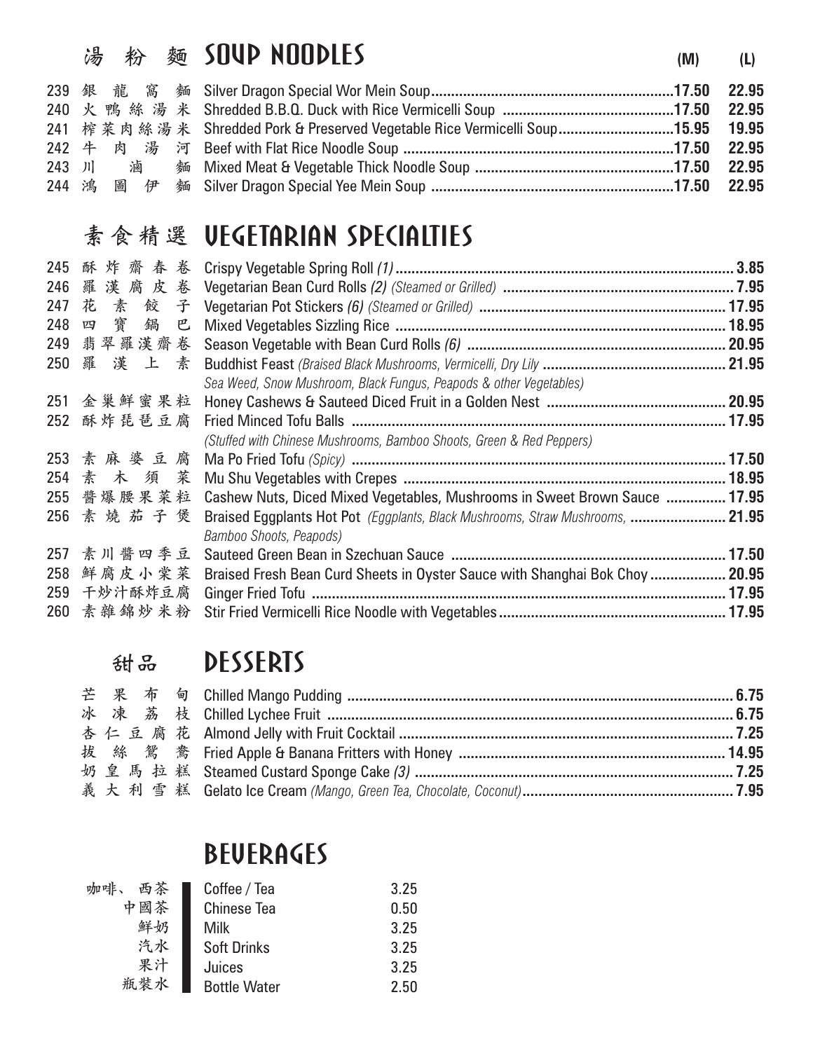## 湯粉麵 SOUP NOODLES

| # | Chinese | Item | (M) | (L) |
|---|---|---|---|---|
| 239 | 銀龍窩麵 | Silver Dragon Special Wor Mein Soup | 17.50 | 22.95 |
| 240 | 火鴨絲湯米 | Shredded B.B.Q. Duck with Rice Vermicelli Soup | 17.50 | 22.95 |
| 241 | 榨菜肉絲湯米 | Shredded Pork & Preserved Vegetable Rice Vermicelli Soup | 15.95 | 19.95 |
| 242 | 牛肉湯河 | Beef with Flat Rice Noodle Soup | 17.50 | 22.95 |
| 243 | 川滷麵 | Mixed Meat & Vegetable Thick Noodle Soup | 17.50 | 22.95 |
| 244 | 鴻圖伊麵 | Silver Dragon Special Yee Mein Soup | 17.50 | 22.95 |

## 素食精選 VEGETARIAN SPECIALTIES

| # | Chinese | Item | Price |
|---|---|---|---|
| 245 | 酥炸齋春卷 | Crispy Vegetable Spring Roll *(1)* | 3.85 |
| 246 | 羅漢腐皮卷 | Vegetarian Bean Curd Rolls *(2) (Steamed or Grilled)* | 7.95 |
| 247 | 花素餃子 | Vegetarian Pot Stickers *(6) (Steamed or Grilled)* | 17.95 |
| 248 | 四寶鍋巴 | Mixed Vegetables Sizzling Rice | 18.95 |
| 249 | 翡翠羅漢齋卷 | Season Vegetable with Bean Curd Rolls *(6)* | 20.95 |
| 250 | 羅漢上素 | Buddhist Feast *(Braised Black Mushrooms, Vermicelli, Dry Lily Sea Weed, Snow Mushroom, Black Fungus, Peapods & other Vegetables)* | 21.95 |
| 251 | 金巢鮮蜜果粒 | Honey Cashews & Sauteed Diced Fruit in a Golden Nest | 20.95 |
| 252 | 酥炸琵琶豆腐 | Fried Minced Tofu Balls *(Stuffed with Chinese Mushrooms, Bamboo Shoots, Green & Red Peppers)* | 17.95 |
| 253 | 素麻婆豆腐 | Ma Po Fried Tofu *(Spicy)* | 17.50 |
| 254 | 素木須菜 | Mu Shu Vegetables with Crepes | 18.95 |
| 255 | 醬爆腰果菜粒 | Cashew Nuts, Diced Mixed Vegetables, Mushrooms in Sweet Brown Sauce | 17.95 |
| 256 | 素燒茄子煲 | Braised Eggplants Hot Pot *(Eggplants, Black Mushrooms, Straw Mushrooms, Bamboo Shoots, Peapods)* | 21.95 |
| 257 | 素川醬四季豆 | Sauteed Green Bean in Szechuan Sauce | 17.50 |
| 258 | 鮮腐皮小棠菜 | Braised Fresh Bean Curd Sheets in Oyster Sauce with Shanghai Bok Choy | 20.95 |
| 259 | 干炒汁酥炸豆腐 | Ginger Fried Tofu | 17.95 |
| 260 | 素雜錦炒米粉 | Stir Fried Vermicelli Rice Noodle with Vegetables | 17.95 |

## 甜品 DESSERTS

| Chinese | Item | Price |
|---|---|---|
| 芒果布甸 | Chilled Mango Pudding | 6.75 |
| 冰凍荔枝 | Chilled Lychee Fruit | 6.75 |
| 杏仁豆腐花 | Almond Jelly with Fruit Cocktail | 7.25 |
| 拔絲鴛鴦 | Fried Apple & Banana Fritters with Honey | 14.95 |
| 奶皇馬拉糕 | Steamed Custard Sponge Cake *(3)* | 7.25 |
| 義大利雪糕 | Gelato Ice Cream *(Mango, Green Tea, Chocolate, Coconut)* | 7.95 |

## BEVERAGES

| Chinese | Item | Price |
|---|---|---|
| 咖啡、西茶 | Coffee / Tea | 3.25 |
| 中國茶 | Chinese Tea | 0.50 |
| 鮮奶 | Milk | 3.25 |
| 汽水 | Soft Drinks | 3.25 |
| 果汁 | Juices | 3.25 |
| 瓶裝水 | Bottle Water | 2.50 |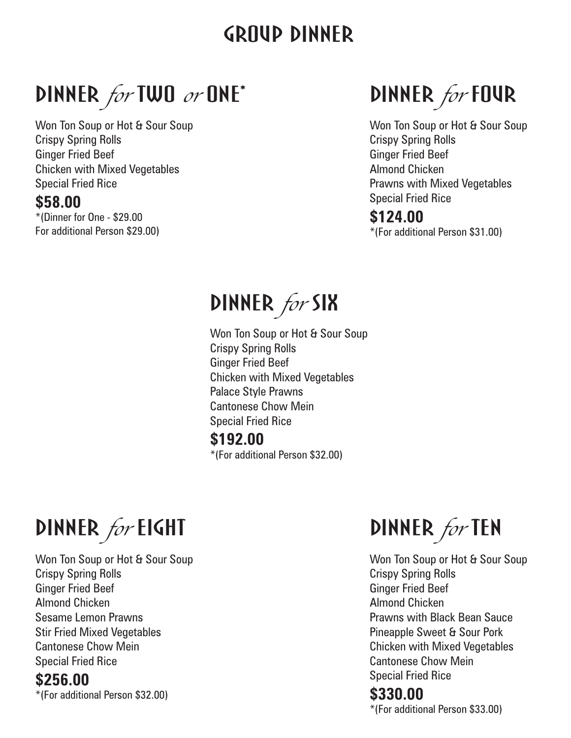# GROUP DINNER

## DINNER *for* TWO *or* ONE*

Won Ton Soup or Hot & Sour Soup
Crispy Spring Rolls
Ginger Fried Beef
Chicken with Mixed Vegetables
Special Fried Rice

**$58.00**
*(Dinner for One - $29.00
For additional Person $29.00)

## DINNER *for* FOUR

Won Ton Soup or Hot & Sour Soup
Crispy Spring Rolls
Ginger Fried Beef
Almond Chicken
Prawns with Mixed Vegetables
Special Fried Rice

**$124.00**
*(For additional Person $31.00)

## DINNER *for* SIX

Won Ton Soup or Hot & Sour Soup
Crispy Spring Rolls
Ginger Fried Beef
Chicken with Mixed Vegetables
Palace Style Prawns
Cantonese Chow Mein
Special Fried Rice

**$192.00**
*(For additional Person $32.00)

## DINNER *for* EIGHT

Won Ton Soup or Hot & Sour Soup
Crispy Spring Rolls
Ginger Fried Beef
Almond Chicken
Sesame Lemon Prawns
Stir Fried Mixed Vegetables
Cantonese Chow Mein
Special Fried Rice

**$256.00**
*(For additional Person $32.00)

## DINNER *for* TEN

Won Ton Soup or Hot & Sour Soup
Crispy Spring Rolls
Ginger Fried Beef
Almond Chicken
Prawns with Black Bean Sauce
Pineapple Sweet & Sour Pork
Chicken with Mixed Vegetables
Cantonese Chow Mein
Special Fried Rice

**$330.00**
*(For additional Person $33.00)